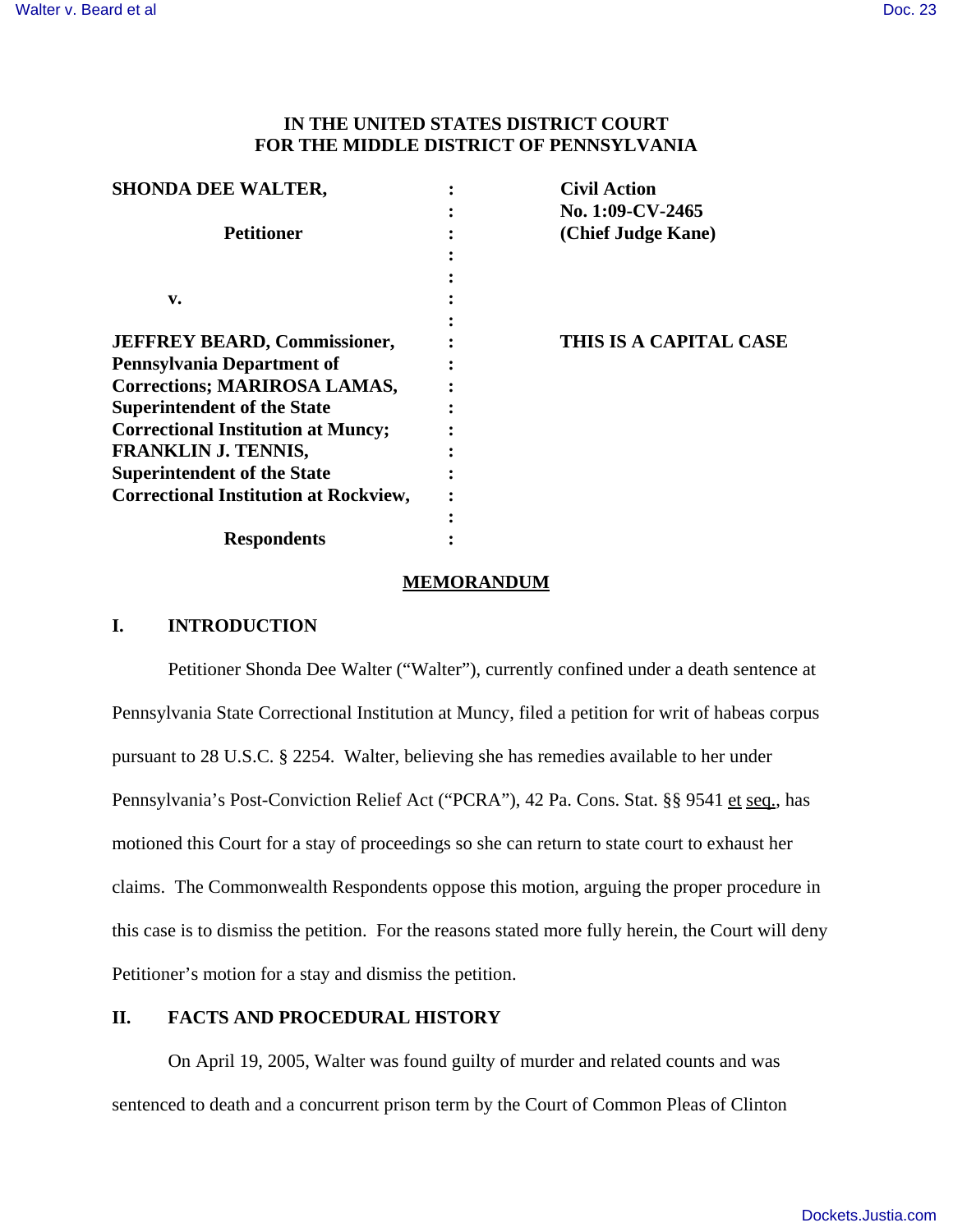**IN THE UNITED STATES DISTRICT COURT**
**FOR THE MIDDLE DISTRICT OF PENNSYLVANIA**

| | | |
|---|---|---|
| **SHONDA DEE WALTER,** | : | **Civil Action** |
| | : | **No. 1:09-CV-2465** |
| **Petitioner** | : | **(Chief Judge Kane)** |
| | : | |
| | : | |
| **v.** | : | |
| | : | |
| **JEFFREY BEARD, Commissioner, Pennsylvania Department of Corrections; MARIROSA LAMAS, Superintendent of the State Correctional Institution at Muncy; FRANKLIN J. TENNIS, Superintendent of the State Correctional Institution at Rockview,** | : | **THIS IS A CAPITAL CASE** |
| | : | |
| **Respondents** | : | |

**MEMORANDUM**

## I. INTRODUCTION

Petitioner Shonda Dee Walter ("Walter"), currently confined under a death sentence at Pennsylvania State Correctional Institution at Muncy, filed a petition for writ of habeas corpus pursuant to 28 U.S.C. § 2254. Walter, believing she has remedies available to her under Pennsylvania's Post-Conviction Relief Act ("PCRA"), 42 Pa. Cons. Stat. §§ 9541 et seq., has motioned this Court for a stay of proceedings so she can return to state court to exhaust her claims. The Commonwealth Respondents oppose this motion, arguing the proper procedure in this case is to dismiss the petition. For the reasons stated more fully herein, the Court will deny Petitioner's motion for a stay and dismiss the petition.

## II. FACTS AND PROCEDURAL HISTORY

On April 19, 2005, Walter was found guilty of murder and related counts and was sentenced to death and a concurrent prison term by the Court of Common Pleas of Clinton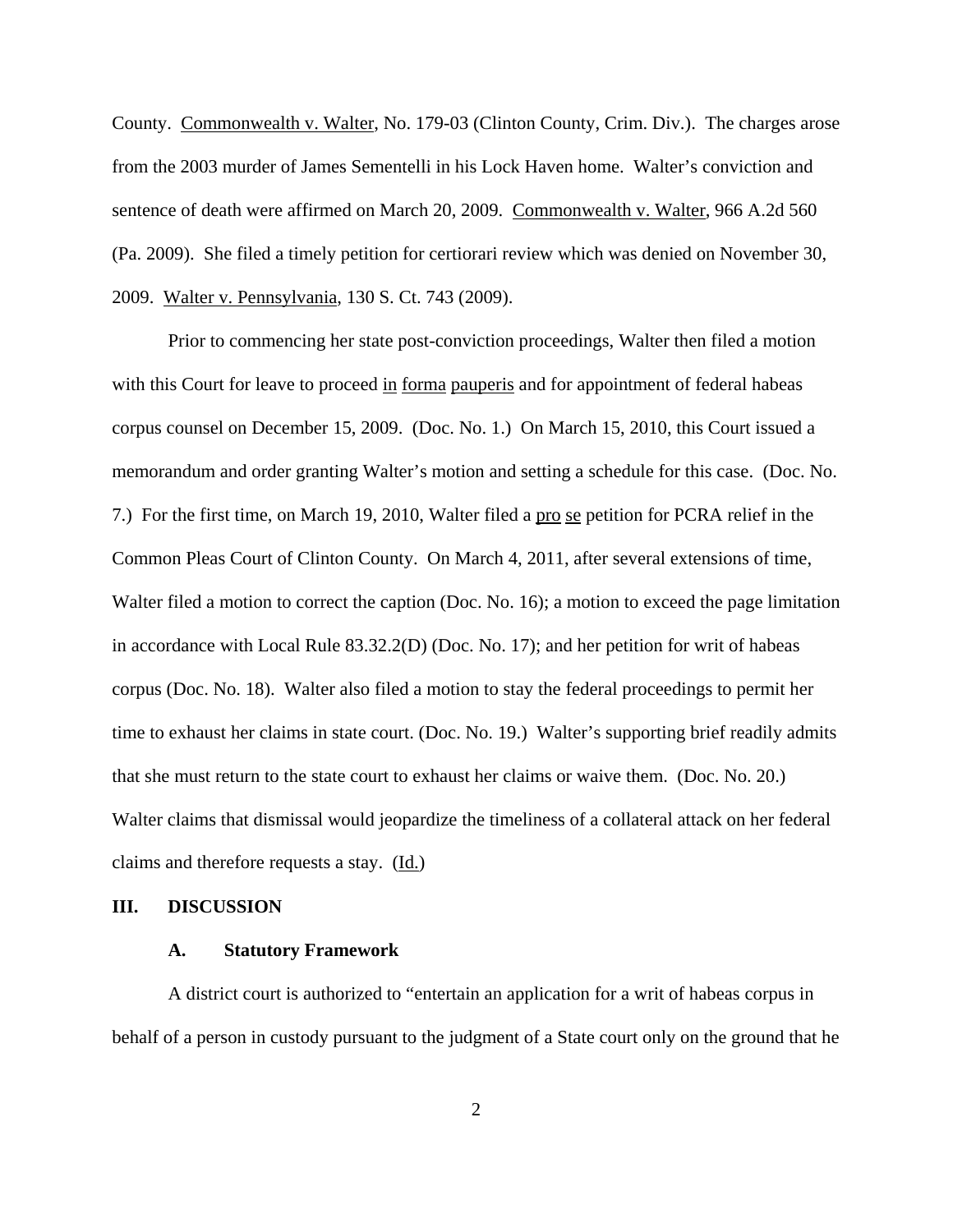County. Commonwealth v. Walter, No. 179-03 (Clinton County, Crim. Div.). The charges arose from the 2003 murder of James Sementelli in his Lock Haven home. Walter's conviction and sentence of death were affirmed on March 20, 2009. Commonwealth v. Walter, 966 A.2d 560 (Pa. 2009). She filed a timely petition for certiorari review which was denied on November 30, 2009. Walter v. Pennsylvania, 130 S. Ct. 743 (2009).

Prior to commencing her state post-conviction proceedings, Walter then filed a motion with this Court for leave to proceed in forma pauperis and for appointment of federal habeas corpus counsel on December 15, 2009. (Doc. No. 1.) On March 15, 2010, this Court issued a memorandum and order granting Walter's motion and setting a schedule for this case. (Doc. No. 7.) For the first time, on March 19, 2010, Walter filed a pro se petition for PCRA relief in the Common Pleas Court of Clinton County. On March 4, 2011, after several extensions of time, Walter filed a motion to correct the caption (Doc. No. 16); a motion to exceed the page limitation in accordance with Local Rule 83.32.2(D) (Doc. No. 17); and her petition for writ of habeas corpus (Doc. No. 18). Walter also filed a motion to stay the federal proceedings to permit her time to exhaust her claims in state court. (Doc. No. 19.) Walter's supporting brief readily admits that she must return to the state court to exhaust her claims or waive them. (Doc. No. 20.) Walter claims that dismissal would jeopardize the timeliness of a collateral attack on her federal claims and therefore requests a stay. (Id.)

## III. DISCUSSION

### A. Statutory Framework

A district court is authorized to "entertain an application for a writ of habeas corpus in behalf of a person in custody pursuant to the judgment of a State court only on the ground that he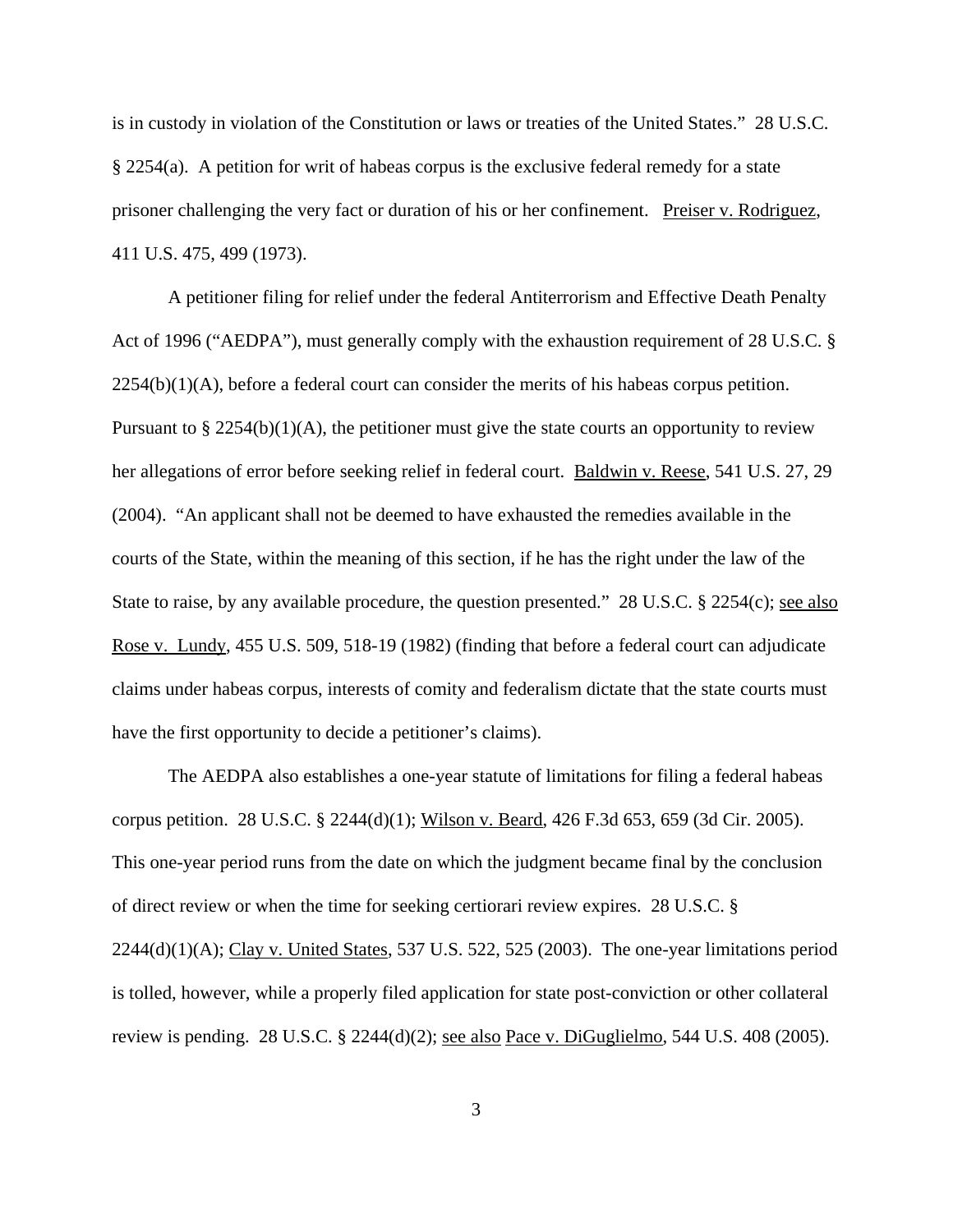is in custody in violation of the Constitution or laws or treaties of the United States." 28 U.S.C. § 2254(a). A petition for writ of habeas corpus is the exclusive federal remedy for a state prisoner challenging the very fact or duration of his or her confinement. Preiser v. Rodriguez, 411 U.S. 475, 499 (1973).

A petitioner filing for relief under the federal Antiterrorism and Effective Death Penalty Act of 1996 ("AEDPA"), must generally comply with the exhaustion requirement of 28 U.S.C. § 2254(b)(1)(A), before a federal court can consider the merits of his habeas corpus petition. Pursuant to § 2254(b)(1)(A), the petitioner must give the state courts an opportunity to review her allegations of error before seeking relief in federal court. Baldwin v. Reese, 541 U.S. 27, 29 (2004). "An applicant shall not be deemed to have exhausted the remedies available in the courts of the State, within the meaning of this section, if he has the right under the law of the State to raise, by any available procedure, the question presented." 28 U.S.C. § 2254(c); see also Rose v. Lundy, 455 U.S. 509, 518-19 (1982) (finding that before a federal court can adjudicate claims under habeas corpus, interests of comity and federalism dictate that the state courts must have the first opportunity to decide a petitioner's claims).

The AEDPA also establishes a one-year statute of limitations for filing a federal habeas corpus petition. 28 U.S.C. § 2244(d)(1); Wilson v. Beard, 426 F.3d 653, 659 (3d Cir. 2005). This one-year period runs from the date on which the judgment became final by the conclusion of direct review or when the time for seeking certiorari review expires. 28 U.S.C. § 2244(d)(1)(A); Clay v. United States, 537 U.S. 522, 525 (2003). The one-year limitations period is tolled, however, while a properly filed application for state post-conviction or other collateral review is pending. 28 U.S.C. § 2244(d)(2); see also Pace v. DiGuglielmo, 544 U.S. 408 (2005).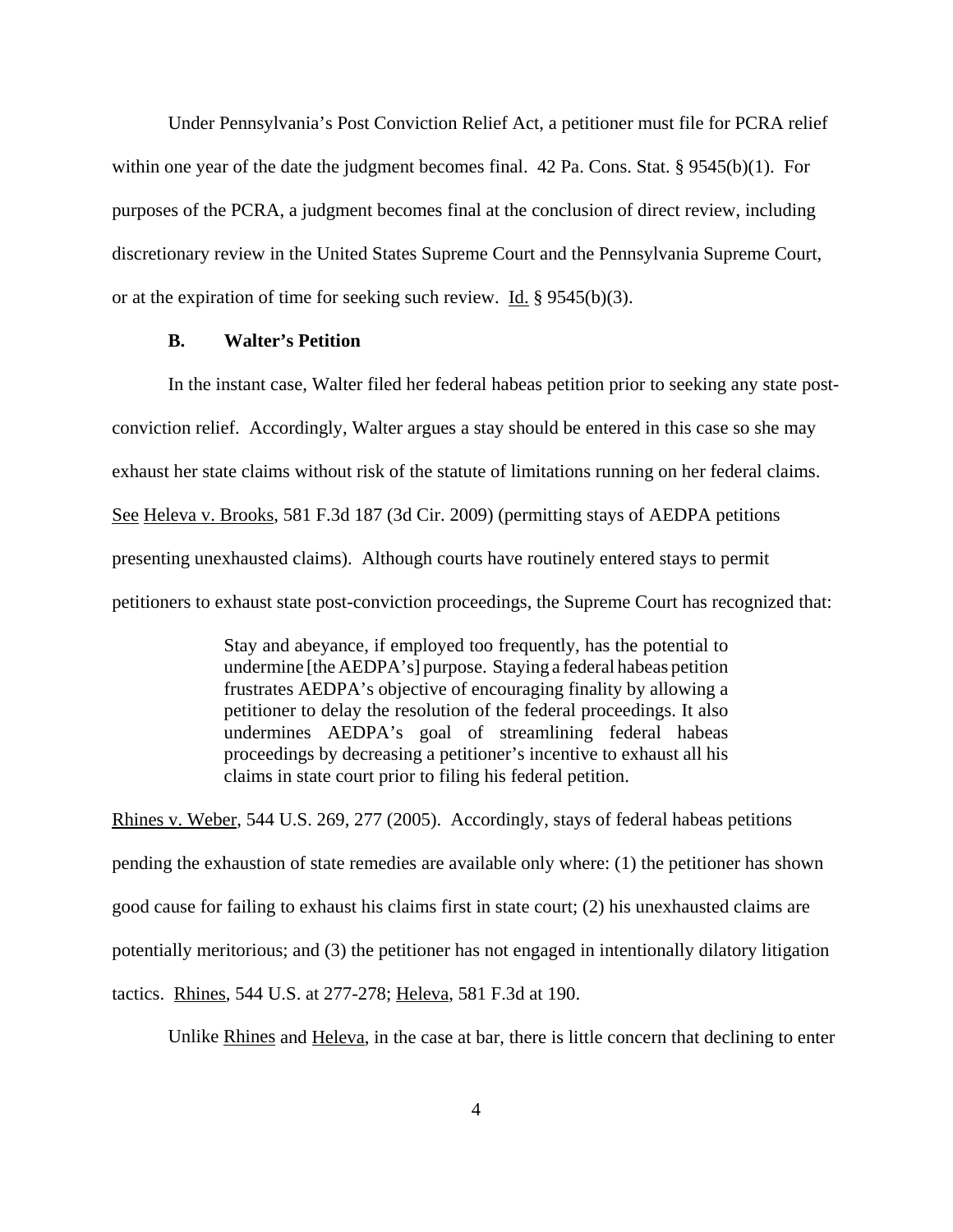Under Pennsylvania's Post Conviction Relief Act, a petitioner must file for PCRA relief within one year of the date the judgment becomes final. 42 Pa. Cons. Stat. § 9545(b)(1). For purposes of the PCRA, a judgment becomes final at the conclusion of direct review, including discretionary review in the United States Supreme Court and the Pennsylvania Supreme Court, or at the expiration of time for seeking such review. Id. § 9545(b)(3).

### B. Walter's Petition

In the instant case, Walter filed her federal habeas petition prior to seeking any state post-conviction relief. Accordingly, Walter argues a stay should be entered in this case so she may exhaust her state claims without risk of the statute of limitations running on her federal claims. See Heleva v. Brooks, 581 F.3d 187 (3d Cir. 2009) (permitting stays of AEDPA petitions presenting unexhausted claims). Although courts have routinely entered stays to permit petitioners to exhaust state post-conviction proceedings, the Supreme Court has recognized that:

> Stay and abeyance, if employed too frequently, has the potential to undermine [the AEDPA's] purpose. Staying a federal habeas petition frustrates AEDPA's objective of encouraging finality by allowing a petitioner to delay the resolution of the federal proceedings. It also undermines AEDPA's goal of streamlining federal habeas proceedings by decreasing a petitioner's incentive to exhaust all his claims in state court prior to filing his federal petition.

Rhines v. Weber, 544 U.S. 269, 277 (2005). Accordingly, stays of federal habeas petitions pending the exhaustion of state remedies are available only where: (1) the petitioner has shown good cause for failing to exhaust his claims first in state court; (2) his unexhausted claims are potentially meritorious; and (3) the petitioner has not engaged in intentionally dilatory litigation tactics. Rhines, 544 U.S. at 277-278; Heleva, 581 F.3d at 190.

Unlike Rhines and Heleva, in the case at bar, there is little concern that declining to enter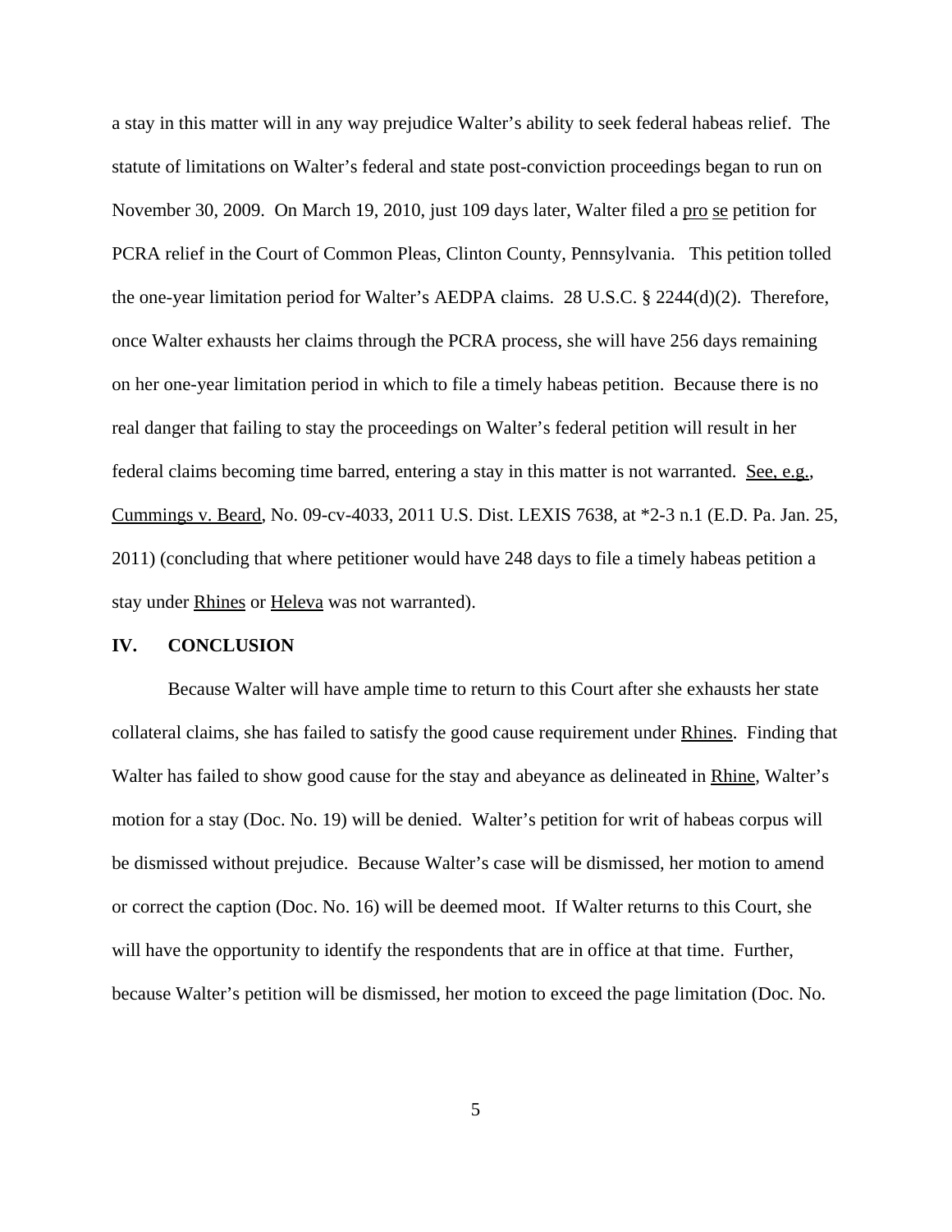a stay in this matter will in any way prejudice Walter's ability to seek federal habeas relief. The statute of limitations on Walter's federal and state post-conviction proceedings began to run on November 30, 2009. On March 19, 2010, just 109 days later, Walter filed a pro se petition for PCRA relief in the Court of Common Pleas, Clinton County, Pennsylvania. This petition tolled the one-year limitation period for Walter's AEDPA claims. 28 U.S.C. § 2244(d)(2). Therefore, once Walter exhausts her claims through the PCRA process, she will have 256 days remaining on her one-year limitation period in which to file a timely habeas petition. Because there is no real danger that failing to stay the proceedings on Walter's federal petition will result in her federal claims becoming time barred, entering a stay in this matter is not warranted. See, e.g., Cummings v. Beard, No. 09-cv-4033, 2011 U.S. Dist. LEXIS 7638, at *2-3 n.1 (E.D. Pa. Jan. 25, 2011) (concluding that where petitioner would have 248 days to file a timely habeas petition a stay under Rhines or Heleva was not warranted).

## IV. CONCLUSION

Because Walter will have ample time to return to this Court after she exhausts her state collateral claims, she has failed to satisfy the good cause requirement under Rhines. Finding that Walter has failed to show good cause for the stay and abeyance as delineated in Rhine, Walter's motion for a stay (Doc. No. 19) will be denied. Walter's petition for writ of habeas corpus will be dismissed without prejudice. Because Walter's case will be dismissed, her motion to amend or correct the caption (Doc. No. 16) will be deemed moot. If Walter returns to this Court, she will have the opportunity to identify the respondents that are in office at that time. Further, because Walter's petition will be dismissed, her motion to exceed the page limitation (Doc. No.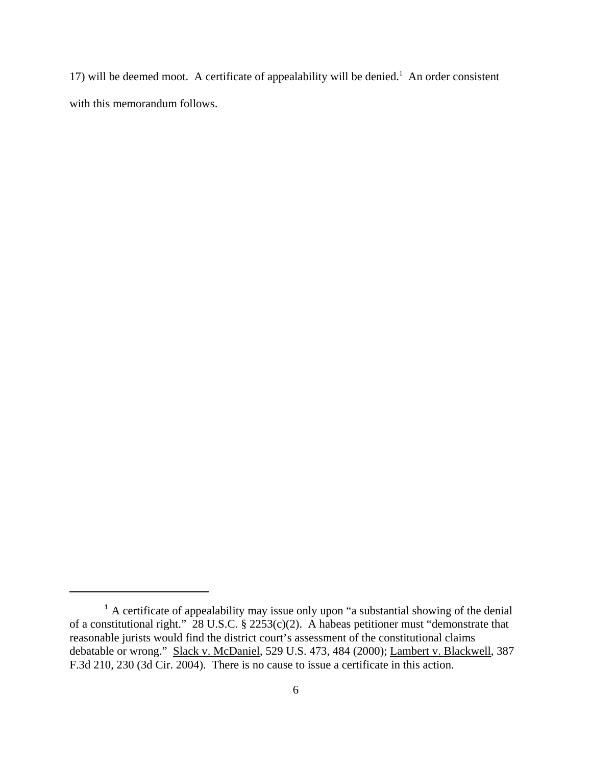17) will be deemed moot. A certificate of appealability will be denied.[1] An order consistent with this memorandum follows.

---

[1] A certificate of appealability may issue only upon "a substantial showing of the denial of a constitutional right." 28 U.S.C. § 2253(c)(2). A habeas petitioner must "demonstrate that reasonable jurists would find the district court's assessment of the constitutional claims debatable or wrong." Slack v. McDaniel, 529 U.S. 473, 484 (2000); Lambert v. Blackwell, 387 F.3d 210, 230 (3d Cir. 2004). There is no cause to issue a certificate in this action.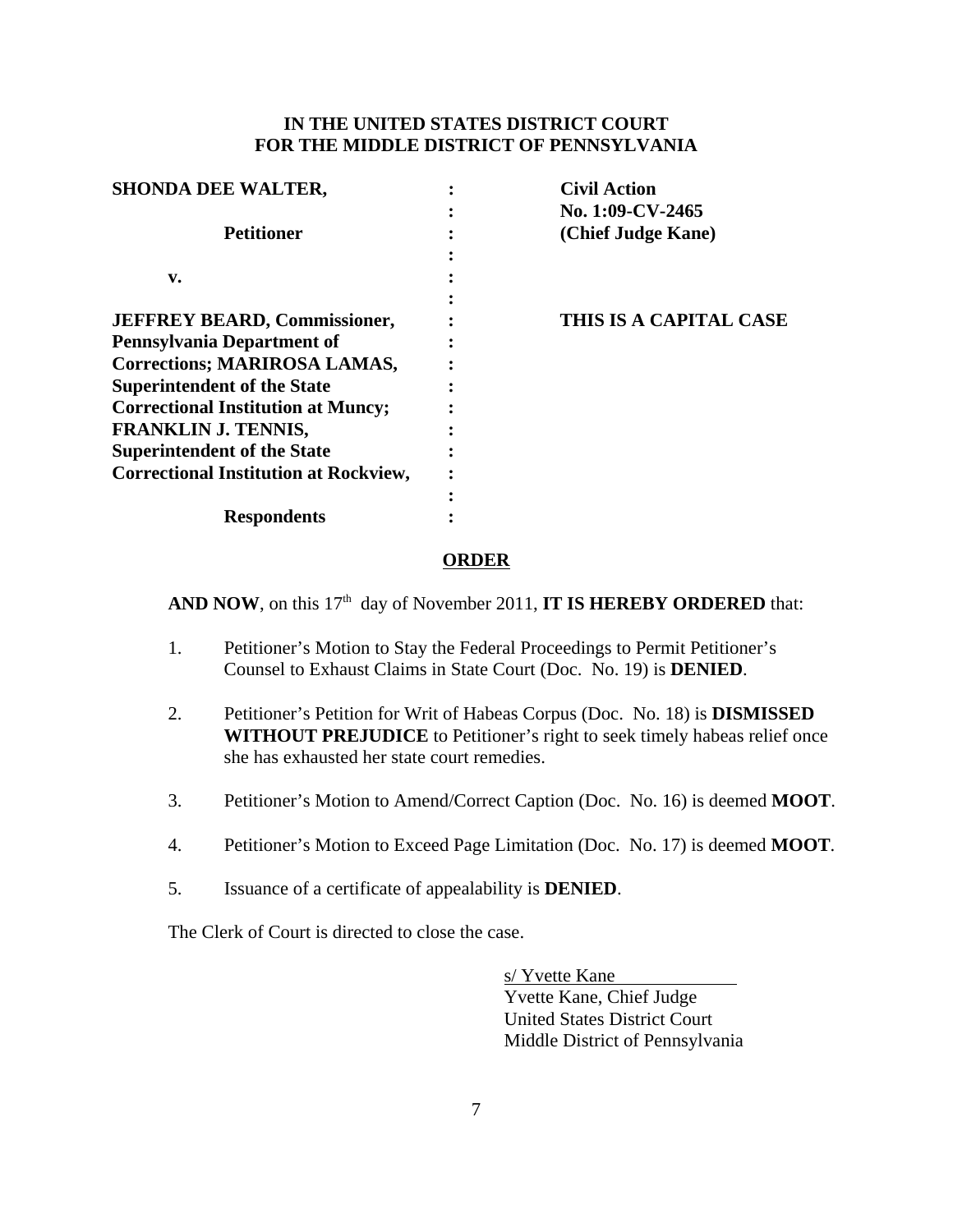**IN THE UNITED STATES DISTRICT COURT**
**FOR THE MIDDLE DISTRICT OF PENNSYLVANIA**

| | | |
|---|---|---|
| **SHONDA DEE WALTER,** | : | **Civil Action** |
| | : | **No. 1:09-CV-2465** |
| **Petitioner** | : | **(Chief Judge Kane)** |
| | : | |
| **v.** | : | |
| | : | |
| **JEFFREY BEARD, Commissioner, Pennsylvania Department of Corrections; MARIROSA LAMAS, Superintendent of the State Correctional Institution at Muncy; FRANKLIN J. TENNIS, Superintendent of the State Correctional Institution at Rockview,** | : | **THIS IS A CAPITAL CASE** |
| | : | |
| **Respondents** | : | |

## ORDER

**AND NOW**, on this 17th day of November 2011, **IT IS HEREBY ORDERED** that:

1. Petitioner's Motion to Stay the Federal Proceedings to Permit Petitioner's Counsel to Exhaust Claims in State Court (Doc. No. 19) is **DENIED**.

2. Petitioner's Petition for Writ of Habeas Corpus (Doc. No. 18) is **DISMISSED WITHOUT PREJUDICE** to Petitioner's right to seek timely habeas relief once she has exhausted her state court remedies.

3. Petitioner's Motion to Amend/Correct Caption (Doc. No. 16) is deemed **MOOT**.

4. Petitioner's Motion to Exceed Page Limitation (Doc. No. 17) is deemed **MOOT**.

5. Issuance of a certificate of appealability is **DENIED**.

The Clerk of Court is directed to close the case.

s/ Yvette Kane
Yvette Kane, Chief Judge
United States District Court
Middle District of Pennsylvania